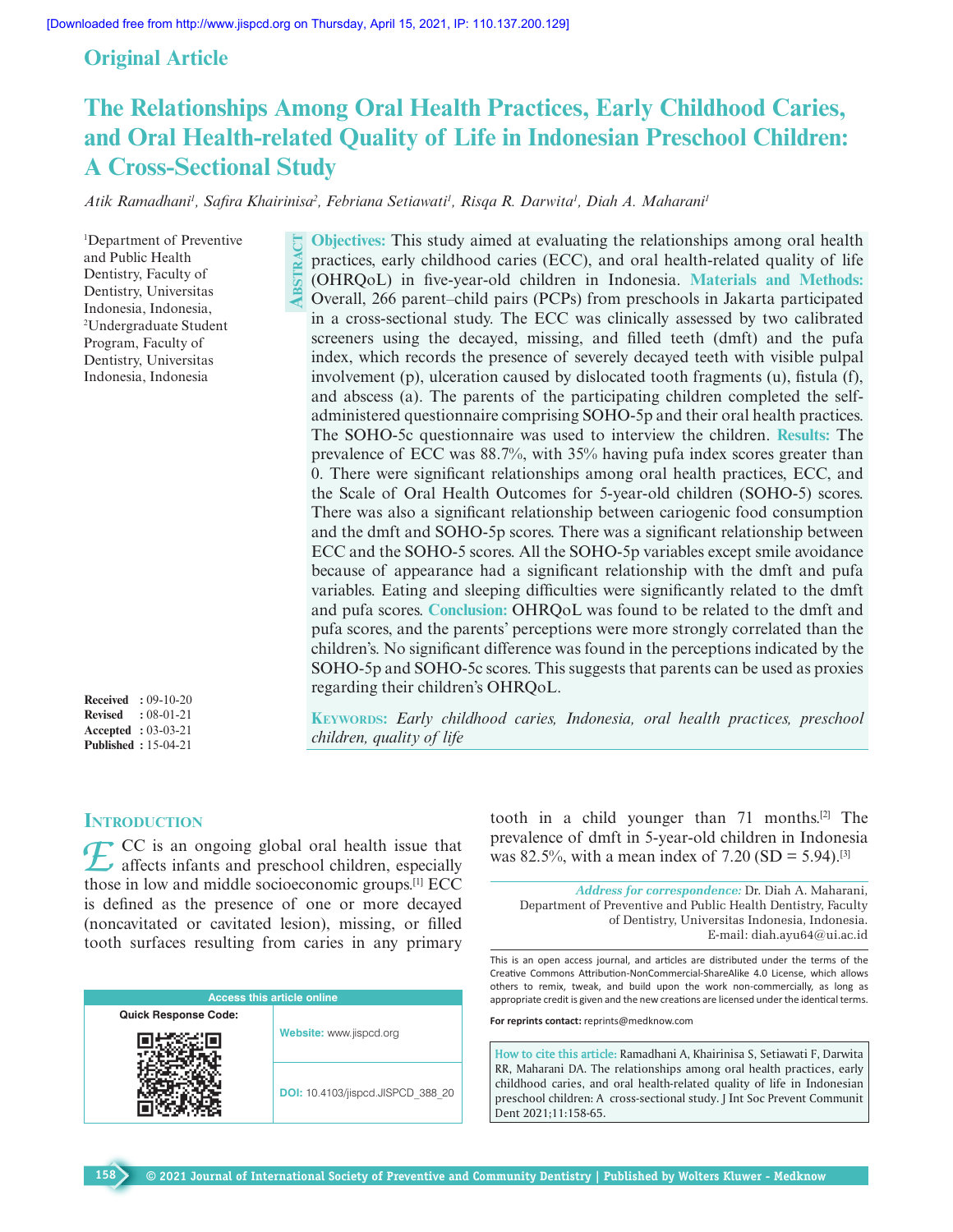Original Article

# The Relationships Among Oral Health Practices, Early Childhood Caries, and Oral Health-related Quality of Life in Indonesian Preschool Children: A Cross-Sectional Study

*Atik Ramadhani[1], Safira Khairinisa[2], Febriana Setiawati[1], Risqa R. Darwita[1], Diah A. Maharani[1]*

[1]Department of Preventive and Public Health Dentistry, Faculty of Dentistry, Universitas Indonesia, Indonesia, [2]Undergraduate Student Program, Faculty of Dentistry, Universitas Indonesia, Indonesia

## Abstract

**Objectives:** This study aimed at evaluating the relationships among oral health practices, early childhood caries (ECC), and oral health-related quality of life (OHRQoL) in five-year-old children in Indonesia. **Materials and Methods:** Overall, 266 parent–child pairs (PCPs) from preschools in Jakarta participated in a cross-sectional study. The ECC was clinically assessed by two calibrated screeners using the decayed, missing, and filled teeth (dmft) and the pufa index, which records the presence of severely decayed teeth with visible pulpal involvement (p), ulceration caused by dislocated tooth fragments (u), fistula (f), and abscess (a). The parents of the participating children completed the self-administered questionnaire comprising SOHO-5p and their oral health practices. The SOHO-5c questionnaire was used to interview the children. **Results:** The prevalence of ECC was 88.7%, with 35% having pufa index scores greater than 0. There were significant relationships among oral health practices, ECC, and the Scale of Oral Health Outcomes for 5-year-old children (SOHO-5) scores. There was also a significant relationship between cariogenic food consumption and the dmft and SOHO-5p scores. There was a significant relationship between ECC and the SOHO-5 scores. All the SOHO-5p variables except smile avoidance because of appearance had a significant relationship with the dmft and pufa variables. Eating and sleeping difficulties were significantly related to the dmft and pufa scores. **Conclusion:** OHRQoL was found to be related to the dmft and pufa scores, and the parents' perceptions were more strongly correlated than the children's. No significant difference was found in the perceptions indicated by the SOHO-5p and SOHO-5c scores. This suggests that parents can be used as proxies regarding their children's OHRQoL.

**Keywords:** *Early childhood caries, Indonesia, oral health practices, preschool children, quality of life*

**Received** : 09-10-20
**Revised** : 08-01-21
**Accepted** : 03-03-21
**Published** : 15-04-21

## Introduction

ECC is an ongoing global oral health issue that affects infants and preschool children, especially those in low and middle socioeconomic groups.[1] ECC is defined as the presence of one or more decayed (noncavitated or cavitated lesion), missing, or filled tooth surfaces resulting from caries in any primary tooth in a child younger than 71 months.[2] The prevalence of dmft in 5-year-old children in Indonesia was 82.5%, with a mean index of 7.20 (SD = 5.94).[3]

*Address for correspondence:* Dr. Diah A. Maharani, Department of Preventive and Public Health Dentistry, Faculty of Dentistry, Universitas Indonesia, Indonesia. E-mail: diah.ayu64@ui.ac.id

Access this article online

Website: www.jispcd.org

DOI: 10.4103/jispcd.JISPCD_388_20

This is an open access journal, and articles are distributed under the terms of the Creative Commons Attribution-NonCommercial-ShareAlike 4.0 License, which allows others to remix, tweak, and build upon the work non-commercially, as long as appropriate credit is given and the new creations are licensed under the identical terms.

For reprints contact: reprints@medknow.com

**How to cite this article:** Ramadhani A, Khairinisa S, Setiawati F, Darwita RR, Maharani DA. The relationships among oral health practices, early childhood caries, and oral health-related quality of life in Indonesian preschool children: A cross-sectional study. J Int Soc Prevent Communit Dent 2021;11:158-65.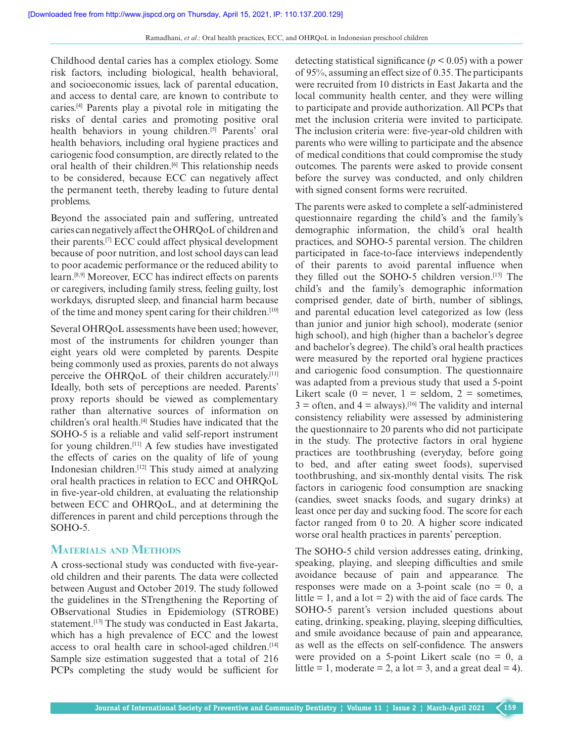Childhood dental caries has a complex etiology. Some risk factors, including biological, health behavioral, and socioeconomic issues, lack of parental education, and access to dental care, are known to contribute to caries.[4] Parents play a pivotal role in mitigating the risks of dental caries and promoting positive oral health behaviors in young children.[5] Parents' oral health behaviors, including oral hygiene practices and cariogenic food consumption, are directly related to the oral health of their children.[6] This relationship needs to be considered, because ECC can negatively affect the permanent teeth, thereby leading to future dental problems.

Beyond the associated pain and suffering, untreated caries can negatively affect the OHRQoL of children and their parents.[7] ECC could affect physical development because of poor nutrition, and lost school days can lead to poor academic performance or the reduced ability to learn.[8,9] Moreover, ECC has indirect effects on parents or caregivers, including family stress, feeling guilty, lost workdays, disrupted sleep, and financial harm because of the time and money spent caring for their children.[10]

Several OHRQoL assessments have been used; however, most of the instruments for children younger than eight years old were completed by parents. Despite being commonly used as proxies, parents do not always perceive the OHRQoL of their children accurately.[11] Ideally, both sets of perceptions are needed. Parents' proxy reports should be viewed as complementary rather than alternative sources of information on children's oral health.[4] Studies have indicated that the SOHO-5 is a reliable and valid self-report instrument for young children.[11] A few studies have investigated the effects of caries on the quality of life of young Indonesian children.[12] This study aimed at analyzing oral health practices in relation to ECC and OHRQoL in five-year-old children, at evaluating the relationship between ECC and OHRQoL, and at determining the differences in parent and child perceptions through the SOHO-5.

## Materials and Methods

A cross-sectional study was conducted with five-year-old children and their parents. The data were collected between August and October 2019. The study followed the guidelines in the STrengthening the Reporting of OBservational Studies in Epidemiology (STROBE) statement.[13] The study was conducted in East Jakarta, which has a high prevalence of ECC and the lowest access to oral health care in school-aged children.[14] Sample size estimation suggested that a total of 216 PCPs completing the study would be sufficient for detecting statistical significance ($p < 0.05$) with a power of 95%, assuming an effect size of 0.35. The participants were recruited from 10 districts in East Jakarta and the local community health center, and they were willing to participate and provide authorization. All PCPs that met the inclusion criteria were invited to participate. The inclusion criteria were: five-year-old children with parents who were willing to participate and the absence of medical conditions that could compromise the study outcomes. The parents were asked to provide consent before the survey was conducted, and only children with signed consent forms were recruited.

The parents were asked to complete a self-administered questionnaire regarding the child's and the family's demographic information, the child's oral health practices, and SOHO-5 parental version. The children participated in face-to-face interviews independently of their parents to avoid parental influence when they filled out the SOHO-5 children version.[15] The child's and the family's demographic information comprised gender, date of birth, number of siblings, and parental education level categorized as low (less than junior and junior high school), moderate (senior high school), and high (higher than a bachelor's degree and bachelor's degree). The child's oral health practices were measured by the reported oral hygiene practices and cariogenic food consumption. The questionnaire was adapted from a previous study that used a 5-point Likert scale (0 = never, 1 = seldom, 2 = sometimes, 3 = often, and 4 = always).[16] The validity and internal consistency reliability were assessed by administering the questionnaire to 20 parents who did not participate in the study. The protective factors in oral hygiene practices are toothbrushing (everyday, before going to bed, and after eating sweet foods), supervised toothbrushing, and six-monthly dental visits. The risk factors in cariogenic food consumption are snacking (candies, sweet snacks foods, and sugary drinks) at least once per day and sucking food. The score for each factor ranged from 0 to 20. A higher score indicated worse oral health practices in parents' perception.

The SOHO-5 child version addresses eating, drinking, speaking, playing, and sleeping difficulties and smile avoidance because of pain and appearance. The responses were made on a 3-point scale (no = 0, a little = 1, and a lot = 2) with the aid of face cards. The SOHO-5 parent's version included questions about eating, drinking, speaking, playing, sleeping difficulties, and smile avoidance because of pain and appearance, as well as the effects on self-confidence. The answers were provided on a 5-point Likert scale (no = 0, a little = 1, moderate = 2, a lot = 3, and a great deal = 4).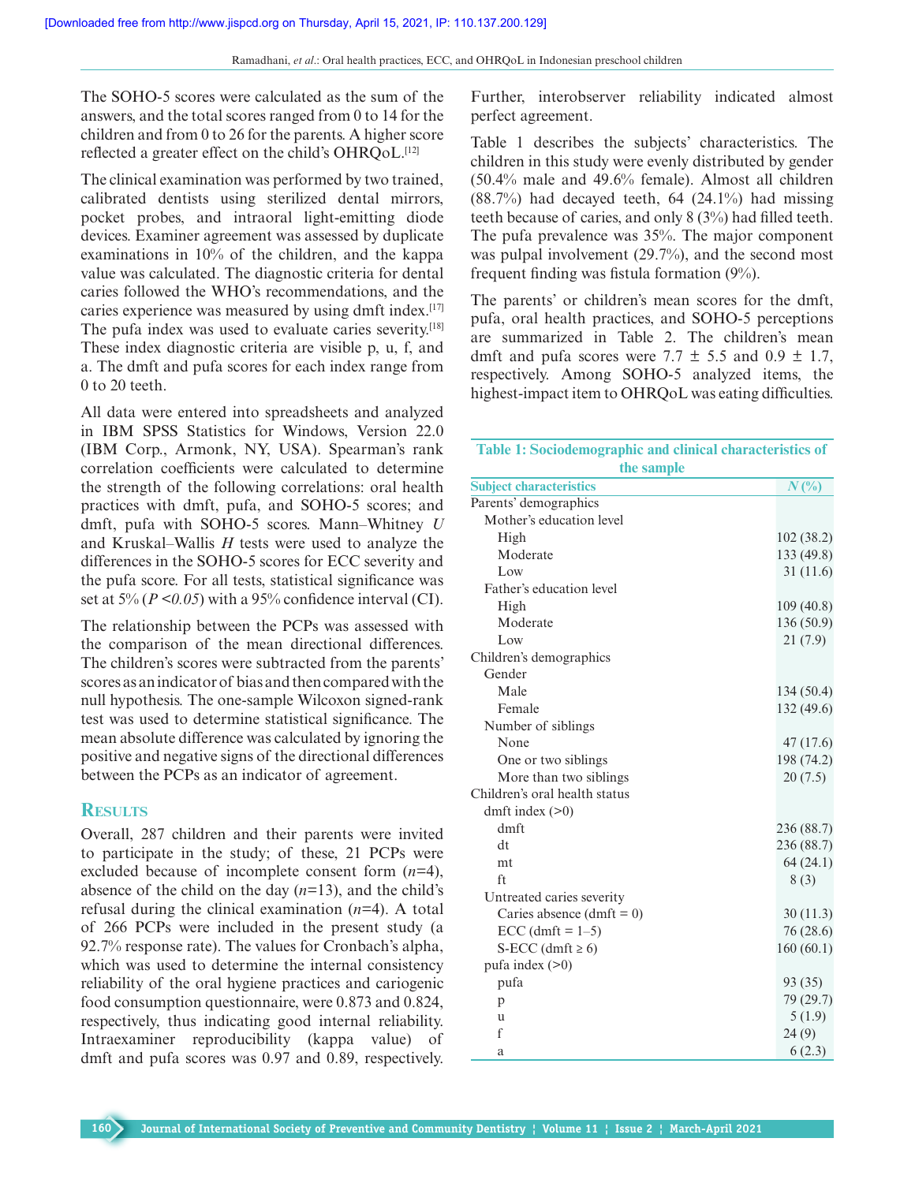The SOHO-5 scores were calculated as the sum of the answers, and the total scores ranged from 0 to 14 for the children and from 0 to 26 for the parents. A higher score reflected a greater effect on the child's OHRQoL.[12]

The clinical examination was performed by two trained, calibrated dentists using sterilized dental mirrors, pocket probes, and intraoral light-emitting diode devices. Examiner agreement was assessed by duplicate examinations in 10% of the children, and the kappa value was calculated. The diagnostic criteria for dental caries followed the WHO's recommendations, and the caries experience was measured by using dmft index.[17] The pufa index was used to evaluate caries severity.[18] These index diagnostic criteria are visible p, u, f, and a. The dmft and pufa scores for each index range from 0 to 20 teeth.

All data were entered into spreadsheets and analyzed in IBM SPSS Statistics for Windows, Version 22.0 (IBM Corp., Armonk, NY, USA). Spearman's rank correlation coefficients were calculated to determine the strength of the following correlations: oral health practices with dmft, pufa, and SOHO-5 scores; and dmft, pufa with SOHO-5 scores. Mann–Whitney *U* and Kruskal–Wallis *H* tests were used to analyze the differences in the SOHO-5 scores for ECC severity and the pufa score. For all tests, statistical significance was set at 5% ($P < 0.05$) with a 95% confidence interval (CI).

The relationship between the PCPs was assessed with the comparison of the mean directional differences. The children's scores were subtracted from the parents' scores as an indicator of bias and then compared with the null hypothesis. The one-sample Wilcoxon signed-rank test was used to determine statistical significance. The mean absolute difference was calculated by ignoring the positive and negative signs of the directional differences between the PCPs as an indicator of agreement.

## Results

Overall, 287 children and their parents were invited to participate in the study; of these, 21 PCPs were excluded because of incomplete consent form ($n$=4), absence of the child on the day ($n$=13), and the child's refusal during the clinical examination ($n$=4). A total of 266 PCPs were included in the present study (a 92.7% response rate). The values for Cronbach's alpha, which was used to determine the internal consistency reliability of the oral hygiene practices and cariogenic food consumption questionnaire, were 0.873 and 0.824, respectively, thus indicating good internal reliability. Intraexaminer reproducibility (kappa value) of dmft and pufa scores was 0.97 and 0.89, respectively. Further, interobserver reliability indicated almost perfect agreement.

Table 1 describes the subjects' characteristics. The children in this study were evenly distributed by gender (50.4% male and 49.6% female). Almost all children (88.7%) had decayed teeth, 64 (24.1%) had missing teeth because of caries, and only 8 (3%) had filled teeth. The pufa prevalence was 35%. The major component was pulpal involvement (29.7%), and the second most frequent finding was fistula formation (9%).

The parents' or children's mean scores for the dmft, pufa, oral health practices, and SOHO-5 perceptions are summarized in Table 2. The children's mean dmft and pufa scores were 7.7 ± 5.5 and 0.9 ± 1.7, respectively. Among SOHO-5 analyzed items, the highest-impact item to OHRQoL was eating difficulties.

**Table 1: Sociodemographic and clinical characteristics of the sample**

| Subject characteristics | *N* (%) |
|---|---|
| Parents' demographics | |
| Mother's education level | |
| High | 102 (38.2) |
| Moderate | 133 (49.8) |
| Low | 31 (11.6) |
| Father's education level | |
| High | 109 (40.8) |
| Moderate | 136 (50.9) |
| Low | 21 (7.9) |
| Children's demographics | |
| Gender | |
| Male | 134 (50.4) |
| Female | 132 (49.6) |
| Number of siblings | |
| None | 47 (17.6) |
| One or two siblings | 198 (74.2) |
| More than two siblings | 20 (7.5) |
| Children's oral health status | |
| dmft index (>0) | |
| dmft | 236 (88.7) |
| dt | 236 (88.7) |
| mt | 64 (24.1) |
| ft | 8 (3) |
| Untreated caries severity | |
| Caries absence (dmft = 0) | 30 (11.3) |
| ECC (dmft = 1–5) | 76 (28.6) |
| S-ECC (dmft ≥ 6) | 160 (60.1) |
| pufa index (>0) | |
| pufa | 93 (35) |
| p | 79 (29.7) |
| u | 5 (1.9) |
| f | 24 (9) |
| a | 6 (2.3) |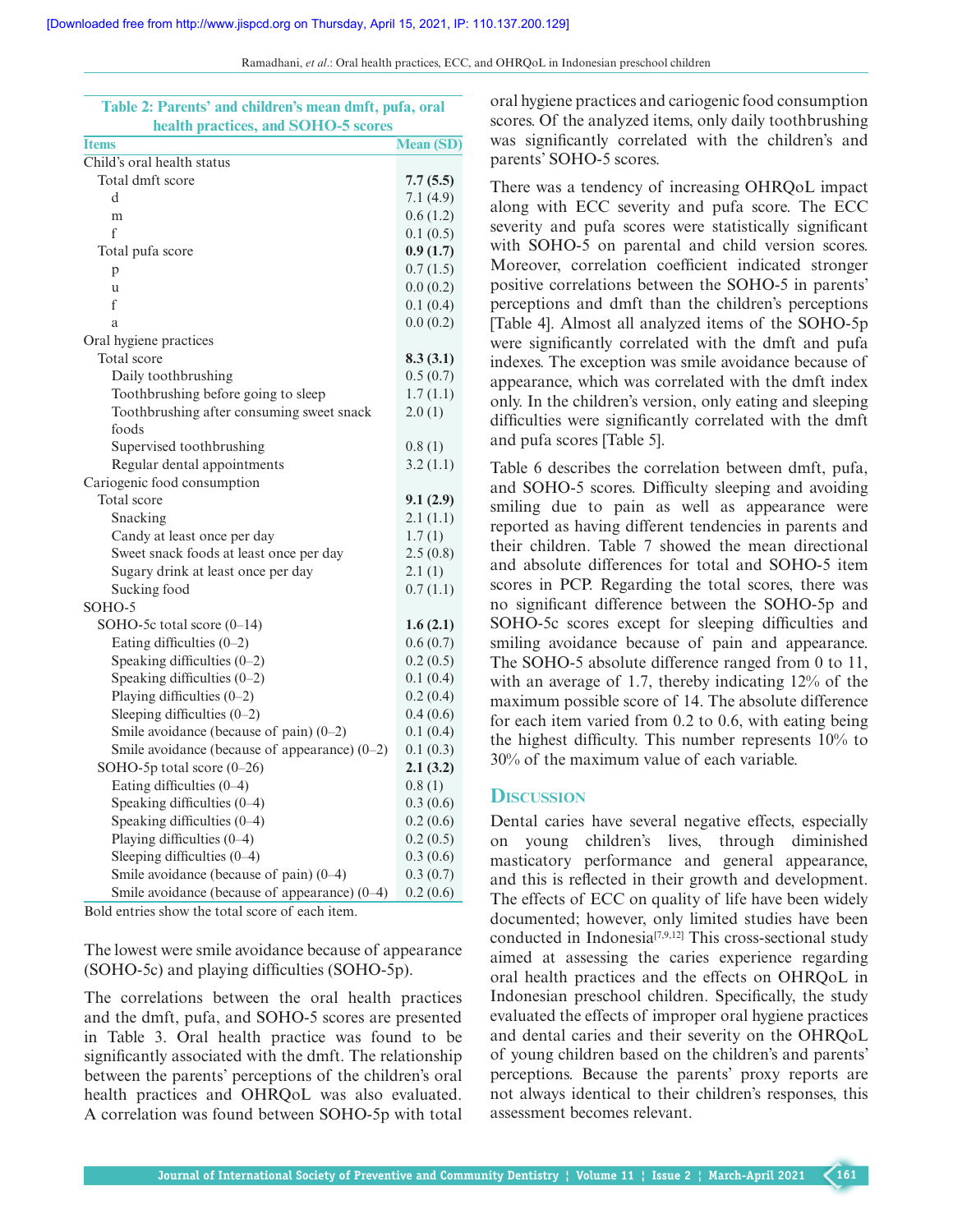Table 2: Parents' and children's mean dmft, pufa, oral health practices, and SOHO-5 scores

| Items | Mean (SD) |
|---|---|
| Child's oral health status | |
| Total dmft score | **7.7 (5.5)** |
| d | 7.1 (4.9) |
| m | 0.6 (1.2) |
| f | 0.1 (0.5) |
| Total pufa score | **0.9 (1.7)** |
| p | 0.7 (1.5) |
| u | 0.0 (0.2) |
| f | 0.1 (0.4) |
| a | 0.0 (0.2) |
| Oral hygiene practices | |
| Total score | **8.3 (3.1)** |
| Daily toothbrushing | 0.5 (0.7) |
| Toothbrushing before going to sleep | 1.7 (1.1) |
| Toothbrushing after consuming sweet snack foods | 2.0 (1) |
| Supervised toothbrushing | 0.8 (1) |
| Regular dental appointments | 3.2 (1.1) |
| Cariogenic food consumption | |
| Total score | **9.1 (2.9)** |
| Snacking | 2.1 (1.1) |
| Candy at least once per day | 1.7 (1) |
| Sweet snack foods at least once per day | 2.5 (0.8) |
| Sugary drink at least once per day | 2.1 (1) |
| Sucking food | 0.7 (1.1) |
| SOHO-5 | |
| SOHO-5c total score (0–14) | **1.6 (2.1)** |
| Eating difficulties (0–2) | 0.6 (0.7) |
| Speaking difficulties (0–2) | 0.2 (0.5) |
| Speaking difficulties (0–2) | 0.1 (0.4) |
| Playing difficulties (0–2) | 0.2 (0.4) |
| Sleeping difficulties (0–2) | 0.4 (0.6) |
| Smile avoidance (because of pain) (0–2) | 0.1 (0.4) |
| Smile avoidance (because of appearance) (0–2) | 0.1 (0.3) |
| SOHO-5p total score (0–26) | **2.1 (3.2)** |
| Eating difficulties (0–4) | 0.8 (1) |
| Speaking difficulties (0–4) | 0.3 (0.6) |
| Speaking difficulties (0–4) | 0.2 (0.6) |
| Playing difficulties (0–4) | 0.2 (0.5) |
| Sleeping difficulties (0–4) | 0.3 (0.6) |
| Smile avoidance (because of pain) (0–4) | 0.3 (0.7) |
| Smile avoidance (because of appearance) (0–4) | 0.2 (0.6) |

Bold entries show the total score of each item.

The lowest were smile avoidance because of appearance (SOHO-5c) and playing difficulties (SOHO-5p).

The correlations between the oral health practices and the dmft, pufa, and SOHO-5 scores are presented in Table 3. Oral health practice was found to be significantly associated with the dmft. The relationship between the parents' perceptions of the children's oral health practices and OHRQoL was also evaluated. A correlation was found between SOHO-5p with total oral hygiene practices and cariogenic food consumption scores. Of the analyzed items, only daily toothbrushing was significantly correlated with the children's and parents' SOHO-5 scores.

There was a tendency of increasing OHRQoL impact along with ECC severity and pufa score. The ECC severity and pufa scores were statistically significant with SOHO-5 on parental and child version scores. Moreover, correlation coefficient indicated stronger positive correlations between the SOHO-5 in parents' perceptions and dmft than the children's perceptions [Table 4]. Almost all analyzed items of the SOHO-5p were significantly correlated with the dmft and pufa indexes. The exception was smile avoidance because of appearance, which was correlated with the dmft index only. In the children's version, only eating and sleeping difficulties were significantly correlated with the dmft and pufa scores [Table 5].

Table 6 describes the correlation between dmft, pufa, and SOHO-5 scores. Difficulty sleeping and avoiding smiling due to pain as well as appearance were reported as having different tendencies in parents and their children. Table 7 showed the mean directional and absolute differences for total and SOHO-5 item scores in PCP. Regarding the total scores, there was no significant difference between the SOHO-5p and SOHO-5c scores except for sleeping difficulties and smiling avoidance because of pain and appearance. The SOHO-5 absolute difference ranged from 0 to 11, with an average of 1.7, thereby indicating 12% of the maximum possible score of 14. The absolute difference for each item varied from 0.2 to 0.6, with eating being the highest difficulty. This number represents 10% to 30% of the maximum value of each variable.

## Discussion

Dental caries have several negative effects, especially on young children's lives, through diminished masticatory performance and general appearance, and this is reflected in their growth and development. The effects of ECC on quality of life have been widely documented; however, only limited studies have been conducted in Indonesia[7,9,12] This cross-sectional study aimed at assessing the caries experience regarding oral health practices and the effects on OHRQoL in Indonesian preschool children. Specifically, the study evaluated the effects of improper oral hygiene practices and dental caries and their severity on the OHRQoL of young children based on the children's and parents' perceptions. Because the parents' proxy reports are not always identical to their children's responses, this assessment becomes relevant.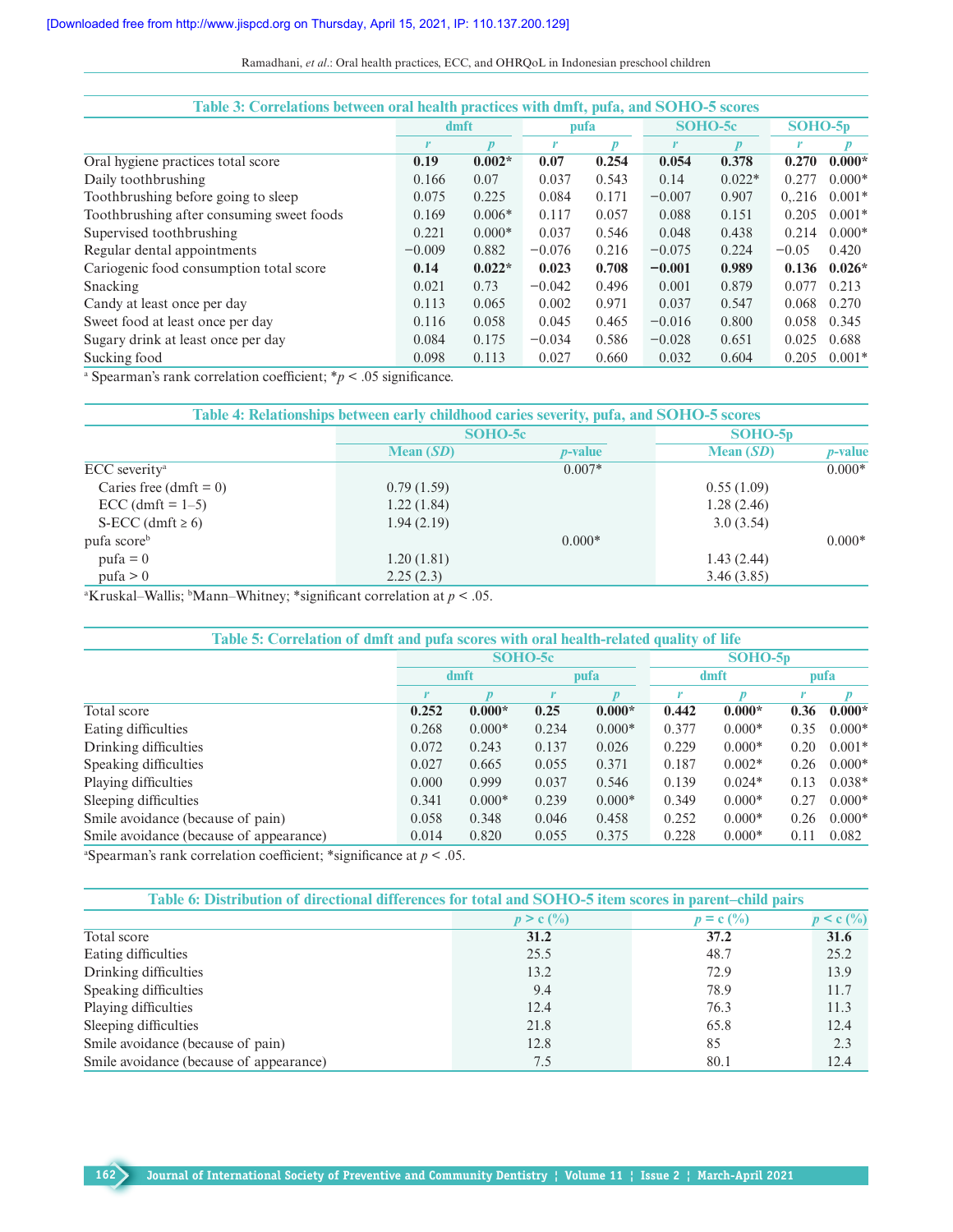**Table 3: Correlations between oral health practices with dmft, pufa, and SOHO-5 scores**

| | dmft | | pufa | | SOHO-5c | | SOHO-5p | |
|---|---|---|---|---|---|---|---|---|
| | *r* | *p* | *r* | *p* | *r* | *p* | *r* | *p* |
| Oral hygiene practices total score | **0.19** | **0.002*** | **0.07** | **0.254** | **0.054** | **0.378** | **0.270** | **0.000*** |
| Daily toothbrushing | 0.166 | 0.07 | 0.037 | 0.543 | 0.14 | 0.022* | 0.277 | 0.000* |
| Toothbrushing before going to sleep | 0.075 | 0.225 | 0.084 | 0.171 | −0.007 | 0.907 | 0,.216 | 0.001* |
| Toothbrushing after consuming sweet foods | 0.169 | 0.006* | 0.117 | 0.057 | 0.088 | 0.151 | 0.205 | 0.001* |
| Supervised toothbrushing | 0.221 | 0.000* | 0.037 | 0.546 | 0.048 | 0.438 | 0.214 | 0.000* |
| Regular dental appointments | −0.009 | 0.882 | −0.076 | 0.216 | −0.075 | 0.224 | −0.05 | 0.420 |
| Cariogenic food consumption total score | **0.14** | **0.022*** | **0.023** | **0.708** | **−0.001** | **0.989** | **0.136** | **0.026*** |
| Snacking | 0.021 | 0.73 | −0.042 | 0.496 | 0.001 | 0.879 | 0.077 | 0.213 |
| Candy at least once per day | 0.113 | 0.065 | 0.002 | 0.971 | 0.037 | 0.547 | 0.068 | 0.270 |
| Sweet food at least once per day | 0.116 | 0.058 | 0.045 | 0.465 | −0.016 | 0.800 | 0.058 | 0.345 |
| Sugary drink at least once per day | 0.084 | 0.175 | −0.034 | 0.586 | −0.028 | 0.651 | 0.025 | 0.688 |
| Sucking food | 0.098 | 0.113 | 0.027 | 0.660 | 0.032 | 0.604 | 0.205 | 0.001* |

[a] Spearman's rank correlation coefficient; *$p < .05$ significance.

**Table 4: Relationships between early childhood caries severity, pufa, and SOHO-5 scores**

| | SOHO-5c | | SOHO-5p | |
|---|---|---|---|---|
| | Mean (*SD*) | *p*-value | Mean (*SD*) | *p*-value |
| ECC severity[a] | | 0.007* | | 0.000* |
| Caries free (dmft = 0) | 0.79 (1.59) | | 0.55 (1.09) | |
| ECC (dmft = 1–5) | 1.22 (1.84) | | 1.28 (2.46) | |
| S-ECC (dmft ≥ 6) | 1.94 (2.19) | | 3.0 (3.54) | |
| pufa score[b] | | 0.000* | | 0.000* |
| pufa = 0 | 1.20 (1.81) | | 1.43 (2.44) | |
| pufa > 0 | 2.25 (2.3) | | 3.46 (3.85) | |

[a]Kruskal–Wallis; [b]Mann–Whitney; *significant correlation at $p < .05$.

**Table 5: Correlation of dmft and pufa scores with oral health-related quality of life**

| | SOHO-5c | | | | SOHO-5p | | | |
|---|---|---|---|---|---|---|---|---|
| | dmft | | pufa | | dmft | | pufa | |
| | *r* | *p* | *r* | *p* | *r* | *p* | *r* | *p* |
| Total score | **0.252** | **0.000*** | **0.25** | **0.000*** | **0.442** | **0.000*** | **0.36** | **0.000*** |
| Eating difficulties | 0.268 | 0.000* | 0.234 | 0.000* | 0.377 | 0.000* | 0.35 | 0.000* |
| Drinking difficulties | 0.072 | 0.243 | 0.137 | 0.026 | 0.229 | 0.000* | 0.20 | 0.001* |
| Speaking difficulties | 0.027 | 0.665 | 0.055 | 0.371 | 0.187 | 0.002* | 0.26 | 0.000* |
| Playing difficulties | 0.000 | 0.999 | 0.037 | 0.546 | 0.139 | 0.024* | 0.13 | 0.038* |
| Sleeping difficulties | 0.341 | 0.000* | 0.239 | 0.000* | 0.349 | 0.000* | 0.27 | 0.000* |
| Smile avoidance (because of pain) | 0.058 | 0.348 | 0.046 | 0.458 | 0.252 | 0.000* | 0.26 | 0.000* |
| Smile avoidance (because of appearance) | 0.014 | 0.820 | 0.055 | 0.375 | 0.228 | 0.000* | 0.11 | 0.082 |

[a]Spearman's rank correlation coefficient; *significance at $p < .05$.

**Table 6: Distribution of directional differences for total and SOHO-5 item scores in parent–child pairs**

| | p > c (%) | p = c (%) | p < c (%) |
|---|---|---|---|
| Total score | **31.2** | **37.2** | **31.6** |
| Eating difficulties | 25.5 | 48.7 | 25.2 |
| Drinking difficulties | 13.2 | 72.9 | 13.9 |
| Speaking difficulties | 9.4 | 78.9 | 11.7 |
| Playing difficulties | 12.4 | 76.3 | 11.3 |
| Sleeping difficulties | 21.8 | 65.8 | 12.4 |
| Smile avoidance (because of pain) | 12.8 | 85 | 2.3 |
| Smile avoidance (because of appearance) | 7.5 | 80.1 | 12.4 |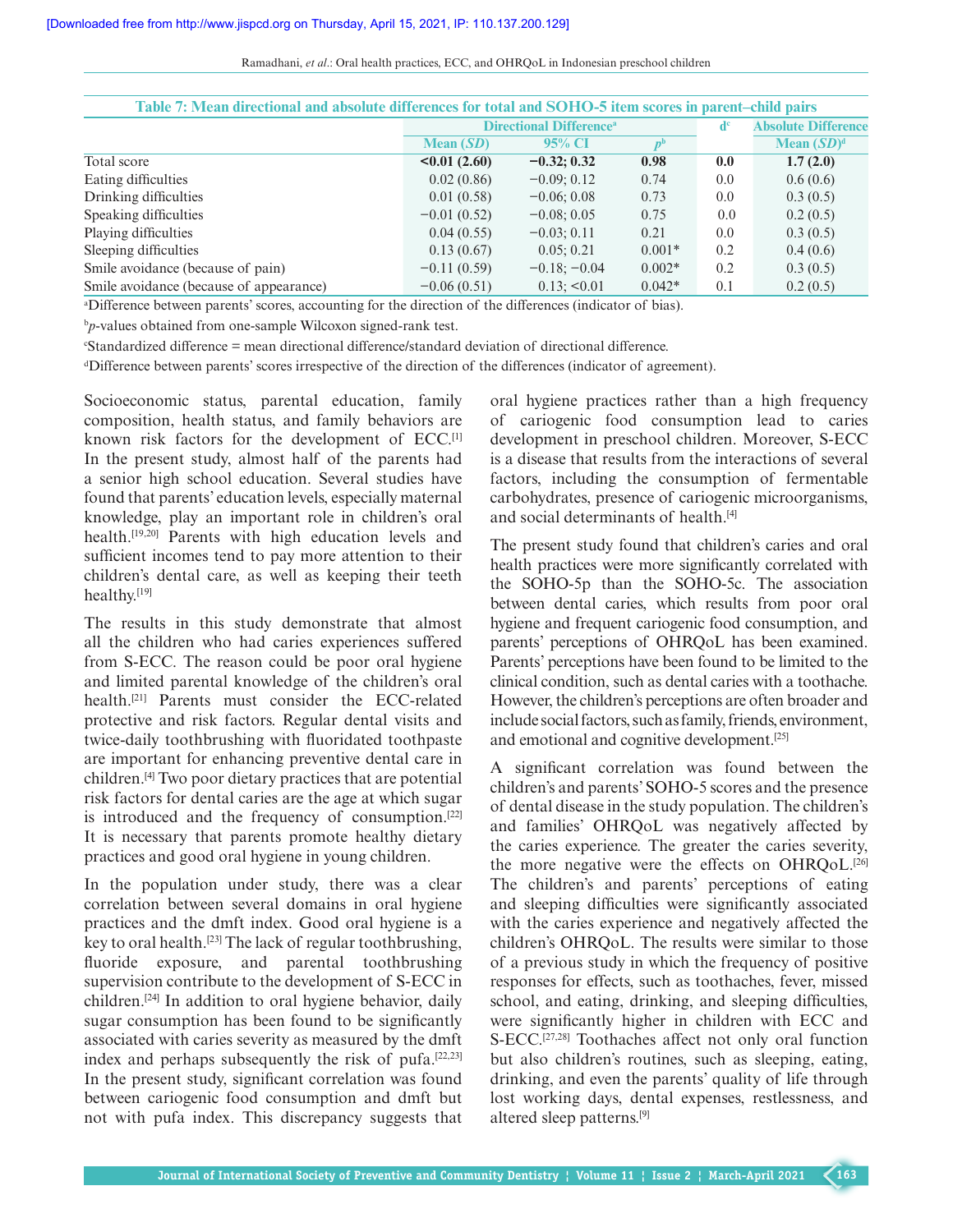**Table 7: Mean directional and absolute differences for total and SOHO-5 item scores in parent–child pairs**

| | Directional Difference[a] | | | d[c] | Absolute Difference |
|---|---|---|---|---|---|
| | Mean (*SD*) | 95% CI | *p*[b] | | Mean (*SD*)[d] |
| Total score | **<0.01 (2.60)** | **−0.32; 0.32** | **0.98** | **0.0** | **1.7 (2.0)** |
| Eating difficulties | 0.02 (0.86) | −0.09; 0.12 | 0.74 | 0.0 | 0.6 (0.6) |
| Drinking difficulties | 0.01 (0.58) | −0.06; 0.08 | 0.73 | 0.0 | 0.3 (0.5) |
| Speaking difficulties | −0.01 (0.52) | −0.08; 0.05 | 0.75 | 0.0 | 0.2 (0.5) |
| Playing difficulties | 0.04 (0.55) | −0.03; 0.11 | 0.21 | 0.0 | 0.3 (0.5) |
| Sleeping difficulties | 0.13 (0.67) | 0.05; 0.21 | 0.001* | 0.2 | 0.4 (0.6) |
| Smile avoidance (because of pain) | −0.11 (0.59) | −0.18; −0.04 | 0.002* | 0.2 | 0.3 (0.5) |
| Smile avoidance (because of appearance) | −0.06 (0.51) | 0.13; <0.01 | 0.042* | 0.1 | 0.2 (0.5) |

[a]Difference between parents' scores, accounting for the direction of the differences (indicator of bias).

[b]*p*-values obtained from one-sample Wilcoxon signed-rank test.

[c]Standardized difference = mean directional difference/standard deviation of directional difference.

[d]Difference between parents' scores irrespective of the direction of the differences (indicator of agreement).

Socioeconomic status, parental education, family composition, health status, and family behaviors are known risk factors for the development of ECC.[1] In the present study, almost half of the parents had a senior high school education. Several studies have found that parents' education levels, especially maternal knowledge, play an important role in children's oral health.[19,20] Parents with high education levels and sufficient incomes tend to pay more attention to their children's dental care, as well as keeping their teeth healthy.[19]

The results in this study demonstrate that almost all the children who had caries experiences suffered from S-ECC. The reason could be poor oral hygiene and limited parental knowledge of the children's oral health.[21] Parents must consider the ECC-related protective and risk factors. Regular dental visits and twice-daily toothbrushing with fluoridated toothpaste are important for enhancing preventive dental care in children.[4] Two poor dietary practices that are potential risk factors for dental caries are the age at which sugar is introduced and the frequency of consumption.[22] It is necessary that parents promote healthy dietary practices and good oral hygiene in young children.

In the population under study, there was a clear correlation between several domains in oral hygiene practices and the dmft index. Good oral hygiene is a key to oral health.[23] The lack of regular toothbrushing, fluoride exposure, and parental toothbrushing supervision contribute to the development of S-ECC in children.[24] In addition to oral hygiene behavior, daily sugar consumption has been found to be significantly associated with caries severity as measured by the dmft index and perhaps subsequently the risk of pufa.[22,23] In the present study, significant correlation was found between cariogenic food consumption and dmft but not with pufa index. This discrepancy suggests that oral hygiene practices rather than a high frequency of cariogenic food consumption lead to caries development in preschool children. Moreover, S-ECC is a disease that results from the interactions of several factors, including the consumption of fermentable carbohydrates, presence of cariogenic microorganisms, and social determinants of health.[4]

The present study found that children's caries and oral health practices were more significantly correlated with the SOHO-5p than the SOHO-5c. The association between dental caries, which results from poor oral hygiene and frequent cariogenic food consumption, and parents' perceptions of OHRQoL has been examined. Parents' perceptions have been found to be limited to the clinical condition, such as dental caries with a toothache. However, the children's perceptions are often broader and include social factors, such as family, friends, environment, and emotional and cognitive development.[25]

A significant correlation was found between the children's and parents' SOHO-5 scores and the presence of dental disease in the study population. The children's and families' OHRQoL was negatively affected by the caries experience. The greater the caries severity, the more negative were the effects on OHRQoL.[26] The children's and parents' perceptions of eating and sleeping difficulties were significantly associated with the caries experience and negatively affected the children's OHRQoL. The results were similar to those of a previous study in which the frequency of positive responses for effects, such as toothaches, fever, missed school, and eating, drinking, and sleeping difficulties, were significantly higher in children with ECC and S-ECC.[27,28] Toothaches affect not only oral function but also children's routines, such as sleeping, eating, drinking, and even the parents' quality of life through lost working days, dental expenses, restlessness, and altered sleep patterns.[9]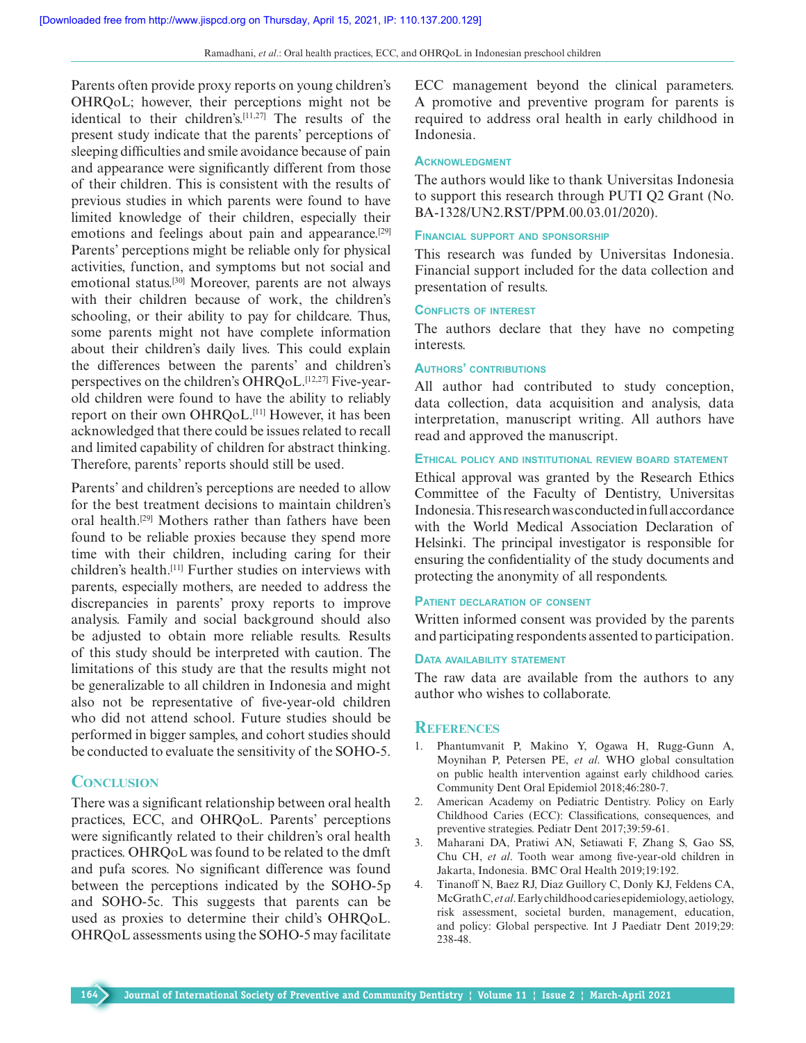Parents often provide proxy reports on young children's OHRQoL; however, their perceptions might not be identical to their children's.[11,27] The results of the present study indicate that the parents' perceptions of sleeping difficulties and smile avoidance because of pain and appearance were significantly different from those of their children. This is consistent with the results of previous studies in which parents were found to have limited knowledge of their children, especially their emotions and feelings about pain and appearance.[29] Parents' perceptions might be reliable only for physical activities, function, and symptoms but not social and emotional status.[30] Moreover, parents are not always with their children because of work, the children's schooling, or their ability to pay for childcare. Thus, some parents might not have complete information about their children's daily lives. This could explain the differences between the parents' and children's perspectives on the children's OHRQoL.[12,27] Five-year-old children were found to have the ability to reliably report on their own OHRQoL.[11] However, it has been acknowledged that there could be issues related to recall and limited capability of children for abstract thinking. Therefore, parents' reports should still be used.

Parents' and children's perceptions are needed to allow for the best treatment decisions to maintain children's oral health.[29] Mothers rather than fathers have been found to be reliable proxies because they spend more time with their children, including caring for their children's health.[11] Further studies on interviews with parents, especially mothers, are needed to address the discrepancies in parents' proxy reports to improve analysis. Family and social background should also be adjusted to obtain more reliable results. Results of this study should be interpreted with caution. The limitations of this study are that the results might not be generalizable to all children in Indonesia and might also not be representative of five-year-old children who did not attend school. Future studies should be performed in bigger samples, and cohort studies should be conducted to evaluate the sensitivity of the SOHO-5.

## Conclusion

There was a significant relationship between oral health practices, ECC, and OHRQoL. Parents' perceptions were significantly related to their children's oral health practices. OHRQoL was found to be related to the dmft and pufa scores. No significant difference was found between the perceptions indicated by the SOHO-5p and SOHO-5c. This suggests that parents can be used as proxies to determine their child's OHRQoL. OHRQoL assessments using the SOHO-5 may facilitate ECC management beyond the clinical parameters. A promotive and preventive program for parents is required to address oral health in early childhood in Indonesia.

### Acknowledgment

The authors would like to thank Universitas Indonesia to support this research through PUTI Q2 Grant (No. BA-1328/UN2.RST/PPM.00.03.01/2020).

### Financial support and sponsorship

This research was funded by Universitas Indonesia. Financial support included for the data collection and presentation of results.

### Conflicts of interest

The authors declare that they have no competing interests.

### Authors' contributions

All author had contributed to study conception, data collection, data acquisition and analysis, data interpretation, manuscript writing. All authors have read and approved the manuscript.

### Ethical policy and institutional review board statement

Ethical approval was granted by the Research Ethics Committee of the Faculty of Dentistry, Universitas Indonesia. This research was conducted in full accordance with the World Medical Association Declaration of Helsinki. The principal investigator is responsible for ensuring the confidentiality of the study documents and protecting the anonymity of all respondents.

### Patient declaration of consent

Written informed consent was provided by the parents and participating respondents assented to participation.

### Data availability statement

The raw data are available from the authors to any author who wishes to collaborate.

## References

1. Phantumvanit P, Makino Y, Ogawa H, Rugg-Gunn A, Moynihan P, Petersen PE, *et al*. WHO global consultation on public health intervention against early childhood caries. Community Dent Oral Epidemiol 2018;46:280-7.
2. American Academy on Pediatric Dentistry. Policy on Early Childhood Caries (ECC): Classifications, consequences, and preventive strategies. Pediatr Dent 2017;39:59-61.
3. Maharani DA, Pratiwi AN, Setiawati F, Zhang S, Gao SS, Chu CH, *et al*. Tooth wear among five-year-old children in Jakarta, Indonesia. BMC Oral Health 2019;19:192.
4. Tinanoff N, Baez RJ, Diaz Guillory C, Donly KJ, Feldens CA, McGrath C, *et al*. Early childhood caries epidemiology, aetiology, risk assessment, societal burden, management, education, and policy: Global perspective. Int J Paediatr Dent 2019;29:238-48.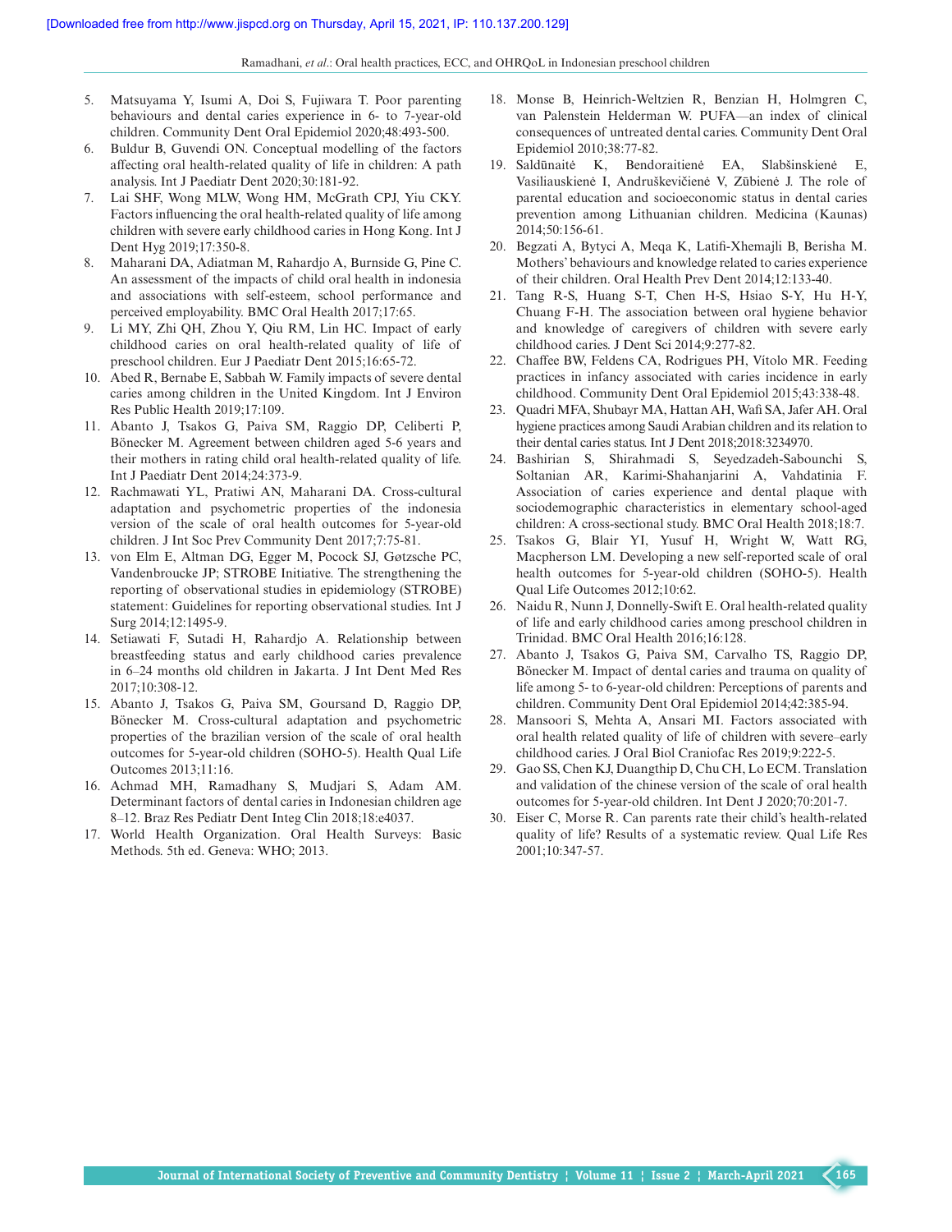5. Matsuyama Y, Isumi A, Doi S, Fujiwara T. Poor parenting behaviours and dental caries experience in 6- to 7-year-old children. Community Dent Oral Epidemiol 2020;48:493-500.
6. Buldur B, Guvendi ON. Conceptual modelling of the factors affecting oral health-related quality of life in children: A path analysis. Int J Paediatr Dent 2020;30:181-92.
7. Lai SHF, Wong MLW, Wong HM, McGrath CPJ, Yiu CKY. Factors influencing the oral health-related quality of life among children with severe early childhood caries in Hong Kong. Int J Dent Hyg 2019;17:350-8.
8. Maharani DA, Adiatman M, Rahardjo A, Burnside G, Pine C. An assessment of the impacts of child oral health in indonesia and associations with self-esteem, school performance and perceived employability. BMC Oral Health 2017;17:65.
9. Li MY, Zhi QH, Zhou Y, Qiu RM, Lin HC. Impact of early childhood caries on oral health-related quality of life of preschool children. Eur J Paediatr Dent 2015;16:65-72.
10. Abed R, Bernabe E, Sabbah W. Family impacts of severe dental caries among children in the United Kingdom. Int J Environ Res Public Health 2019;17:109.
11. Abanto J, Tsakos G, Paiva SM, Raggio DP, Celiberti P, Bönecker M. Agreement between children aged 5-6 years and their mothers in rating child oral health-related quality of life. Int J Paediatr Dent 2014;24:373-9.
12. Rachmawati YL, Pratiwi AN, Maharani DA. Cross-cultural adaptation and psychometric properties of the indonesia version of the scale of oral health outcomes for 5-year-old children. J Int Soc Prev Community Dent 2017;7:75-81.
13. von Elm E, Altman DG, Egger M, Pocock SJ, Gøtzsche PC, Vandenbroucke JP; STROBE Initiative. The strengthening the reporting of observational studies in epidemiology (STROBE) statement: Guidelines for reporting observational studies. Int J Surg 2014;12:1495-9.
14. Setiawati F, Sutadi H, Rahardjo A. Relationship between breastfeeding status and early childhood caries prevalence in 6–24 months old children in Jakarta. J Int Dent Med Res 2017;10:308-12.
15. Abanto J, Tsakos G, Paiva SM, Goursand D, Raggio DP, Bönecker M. Cross-cultural adaptation and psychometric properties of the brazilian version of the scale of oral health outcomes for 5-year-old children (SOHO-5). Health Qual Life Outcomes 2013;11:16.
16. Achmad MH, Ramadhany S, Mudjari S, Adam AM. Determinant factors of dental caries in Indonesian children age 8–12. Braz Res Pediatr Dent Integ Clin 2018;18:e4037.
17. World Health Organization. Oral Health Surveys: Basic Methods. 5th ed. Geneva: WHO; 2013.
18. Monse B, Heinrich-Weltzien R, Benzian H, Holmgren C, van Palenstein Helderman W. PUFA—an index of clinical consequences of untreated dental caries. Community Dent Oral Epidemiol 2010;38:77-82.
19. Saldūnaitė K, Bendoraitienė EA, Slabšinskienė E, Vasiliauskienė I, Andruškevičienė V, Zūbienė J. The role of parental education and socioeconomic status in dental caries prevention among Lithuanian children. Medicina (Kaunas) 2014;50:156-61.
20. Begzati A, Bytyci A, Meqa K, Latifi-Xhemajli B, Berisha M. Mothers' behaviours and knowledge related to caries experience of their children. Oral Health Prev Dent 2014;12:133-40.
21. Tang R-S, Huang S-T, Chen H-S, Hsiao S-Y, Hu H-Y, Chuang F-H. The association between oral hygiene behavior and knowledge of caregivers of children with severe early childhood caries. J Dent Sci 2014;9:277-82.
22. Chaffee BW, Feldens CA, Rodrigues PH, Vítolo MR. Feeding practices in infancy associated with caries incidence in early childhood. Community Dent Oral Epidemiol 2015;43:338-48.
23. Quadri MFA, Shubayr MA, Hattan AH, Wafi SA, Jafer AH. Oral hygiene practices among Saudi Arabian children and its relation to their dental caries status. Int J Dent 2018;2018:3234970.
24. Bashirian S, Shirahmadi S, Seyedzadeh-Sabounchi S, Soltanian AR, Karimi-Shahanjarini A, Vahdatinia F. Association of caries experience and dental plaque with sociodemographic characteristics in elementary school-aged children: A cross-sectional study. BMC Oral Health 2018;18:7.
25. Tsakos G, Blair YI, Yusuf H, Wright W, Watt RG, Macpherson LM. Developing a new self-reported scale of oral health outcomes for 5-year-old children (SOHO-5). Health Qual Life Outcomes 2012;10:62.
26. Naidu R, Nunn J, Donnelly-Swift E. Oral health-related quality of life and early childhood caries among preschool children in Trinidad. BMC Oral Health 2016;16:128.
27. Abanto J, Tsakos G, Paiva SM, Carvalho TS, Raggio DP, Bönecker M. Impact of dental caries and trauma on quality of life among 5- to 6-year-old children: Perceptions of parents and children. Community Dent Oral Epidemiol 2014;42:385-94.
28. Mansoori S, Mehta A, Ansari MI. Factors associated with oral health related quality of life of children with severe–early childhood caries. J Oral Biol Craniofac Res 2019;9:222-5.
29. Gao SS, Chen KJ, Duangthip D, Chu CH, Lo ECM. Translation and validation of the chinese version of the scale of oral health outcomes for 5-year-old children. Int Dent J 2020;70:201-7.
30. Eiser C, Morse R. Can parents rate their child's health-related quality of life? Results of a systematic review. Qual Life Res 2001;10:347-57.